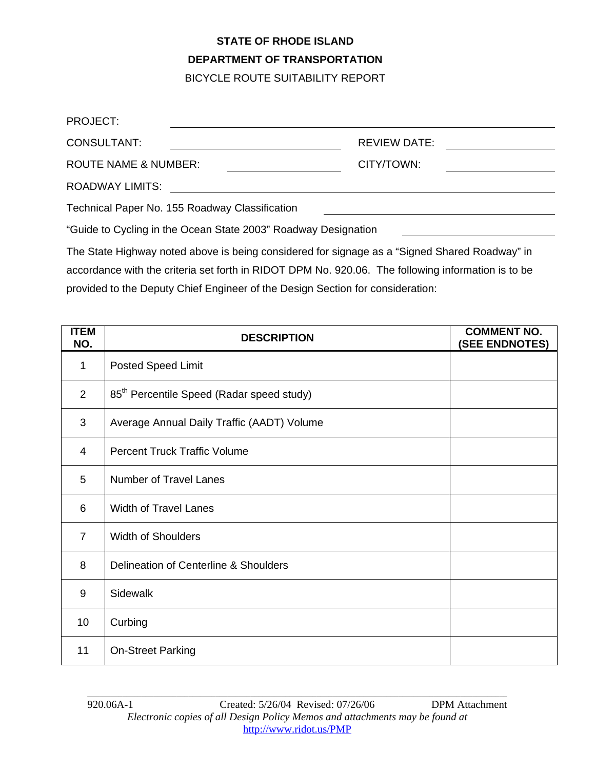**STATE OF RHODE ISLAND**

**DEPARTMENT OF TRANSPORTATION**

BICYCLE ROUTE SUITABILITY REPORT

PROJECT: ______________________________

CONSULTANT: ______________________ REVIEW DATE: ______________

ROUTE NAME & NUMBER: ______________ CITY/TOWN: ______________

ROADWAY LIMITS: ______________________________

Technical Paper No. 155 Roadway Classification ______________________

"Guide to Cycling in the Ocean State 2003" Roadway Designation ______________

The State Highway noted above is being considered for signage as a "Signed Shared Roadway" in accordance with the criteria set forth in RIDOT DPM No. 920.06. The following information is to be provided to the Deputy Chief Engineer of the Design Section for consideration:

| ITEM NO. | DESCRIPTION | COMMENT NO. (SEE ENDNOTES) |
|---|---|---|
| 1 | Posted Speed Limit | |
| 2 | 85th Percentile Speed (Radar speed study) | |
| 3 | Average Annual Daily Traffic (AADT) Volume | |
| 4 | Percent Truck Traffic Volume | |
| 5 | Number of Travel Lanes | |
| 6 | Width of Travel Lanes | |
| 7 | Width of Shoulders | |
| 8 | Delineation of Centerline & Shoulders | |
| 9 | Sidewalk | |
| 10 | Curbing | |
| 11 | On-Street Parking | |

920.06A-1 Created: 5/26/04 Revised: 07/26/06 DPM Attachment

*Electronic copies of all Design Policy Memos and attachments may be found at* http://www.ridot.us/PMP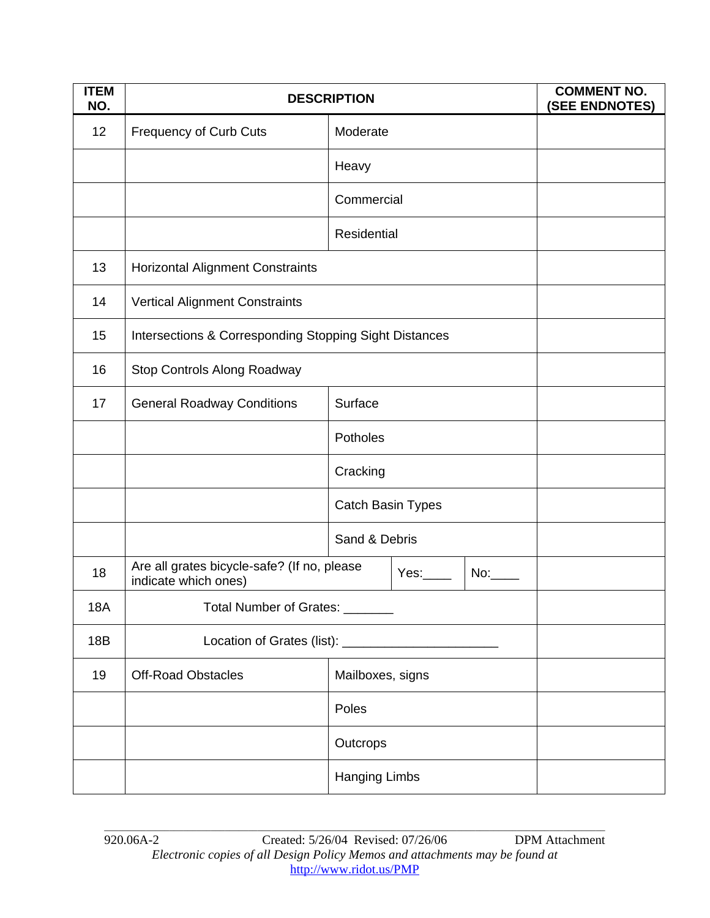| ITEM NO. | DESCRIPTION | | | | COMMENT NO. (SEE ENDNOTES) |
|---|---|---|---|---|---|
| 12 | Frequency of Curb Cuts | Moderate | | | |
| | | Heavy | | | |
| | | Commercial | | | |
| | | Residential | | | |
| 13 | Horizontal Alignment Constraints | | | | |
| 14 | Vertical Alignment Constraints | | | | |
| 15 | Intersections & Corresponding Stopping Sight Distances | | | | |
| 16 | Stop Controls Along Roadway | | | | |
| 17 | General Roadway Conditions | Surface | | | |
| | | Potholes | | | |
| | | Cracking | | | |
| | | Catch Basin Types | | | |
| | | Sand & Debris | | | |
| 18 | Are all grates bicycle-safe? (If no, please indicate which ones) | | Yes:____ | No:____ | |
| 18A | Total Number of Grates: _______ | | | | |
| 18B | Location of Grates (list): _____________________ | | | | |
| 19 | Off-Road Obstacles | Mailboxes, signs | | | |
| | | Poles | | | |
| | | Outcrops | | | |
| | | Hanging Limbs | | | |

920.06A-2 Created: 5/26/04 Revised: 07/26/06 DPM Attachment

*Electronic copies of all Design Policy Memos and attachments may be found at* http://www.ridot.us/PMP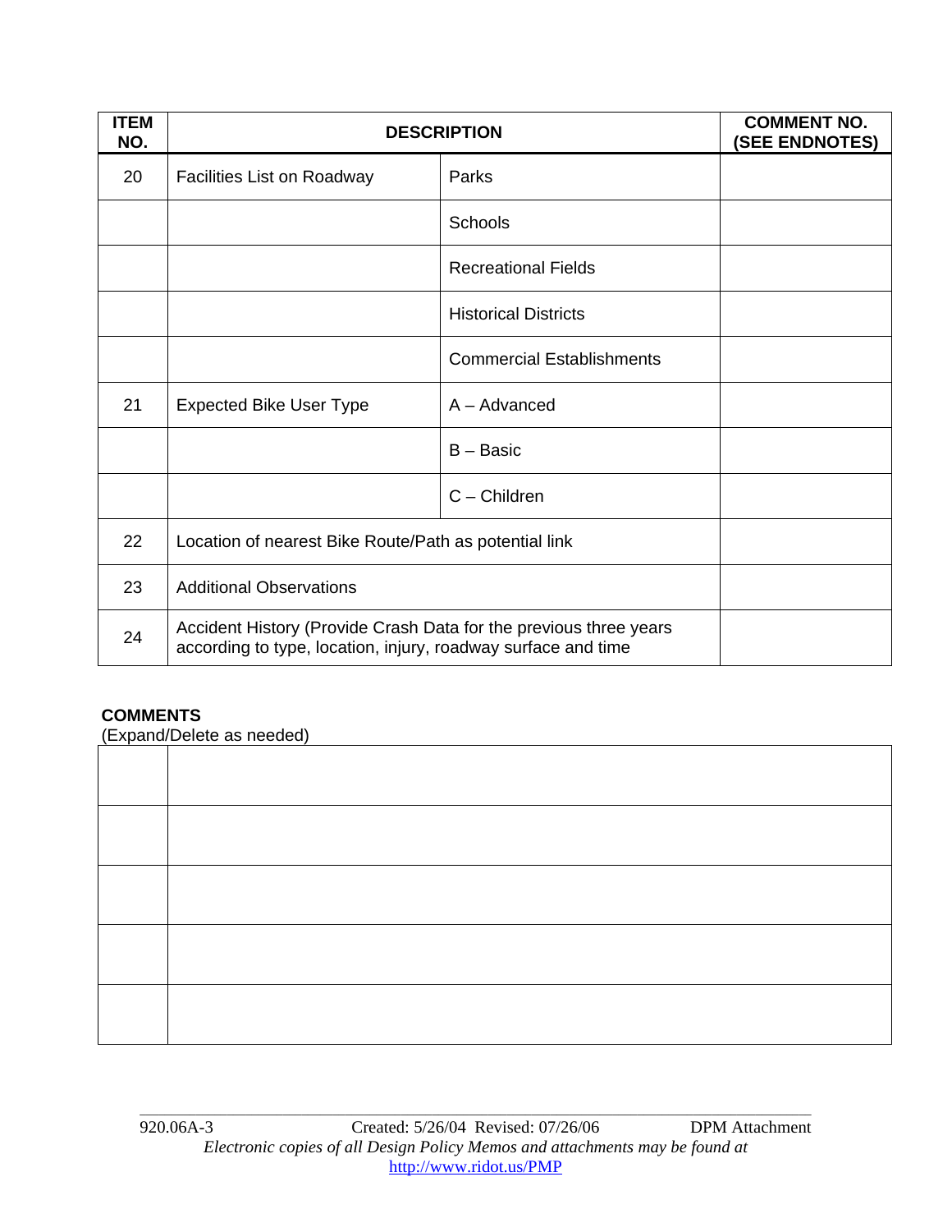| ITEM NO. | DESCRIPTION | | COMMENT NO. (SEE ENDNOTES) |
|---|---|---|---|
| 20 | Facilities List on Roadway | Parks | |
| | | Schools | |
| | | Recreational Fields | |
| | | Historical Districts | |
| | | Commercial Establishments | |
| 21 | Expected Bike User Type | A – Advanced | |
| | | B – Basic | |
| | | C – Children | |
| 22 | Location of nearest Bike Route/Path as potential link | | |
| 23 | Additional Observations | | |
| 24 | Accident History (Provide Crash Data for the previous three years according to type, location, injury, roadway surface and time | | |

**COMMENTS**
(Expand/Delete as needed)

| | |
|---|---|
| | |
| | |
| | |
| | |
| | |

920.06A-3 Created: 5/26/04 Revised: 07/26/06 DPM Attachment
*Electronic copies of all Design Policy Memos and attachments may be found at* http://www.ridot.us/PMP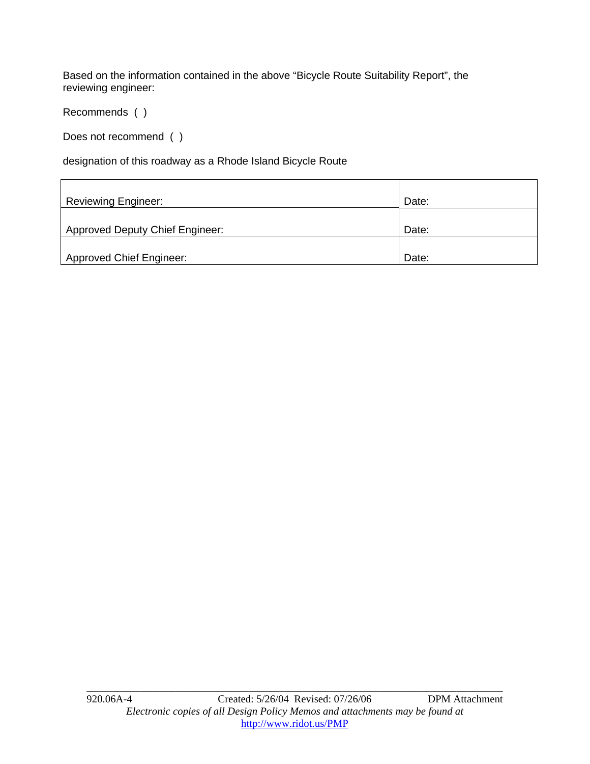Based on the information contained in the above "Bicycle Route Suitability Report", the reviewing engineer:

Recommends ( )

Does not recommend ( )

designation of this roadway as a Rhode Island Bicycle Route

| | |
|---|---|
| Reviewing Engineer: | Date: |
| Approved Deputy Chief Engineer: | Date: |
| Approved Chief Engineer: | Date: |